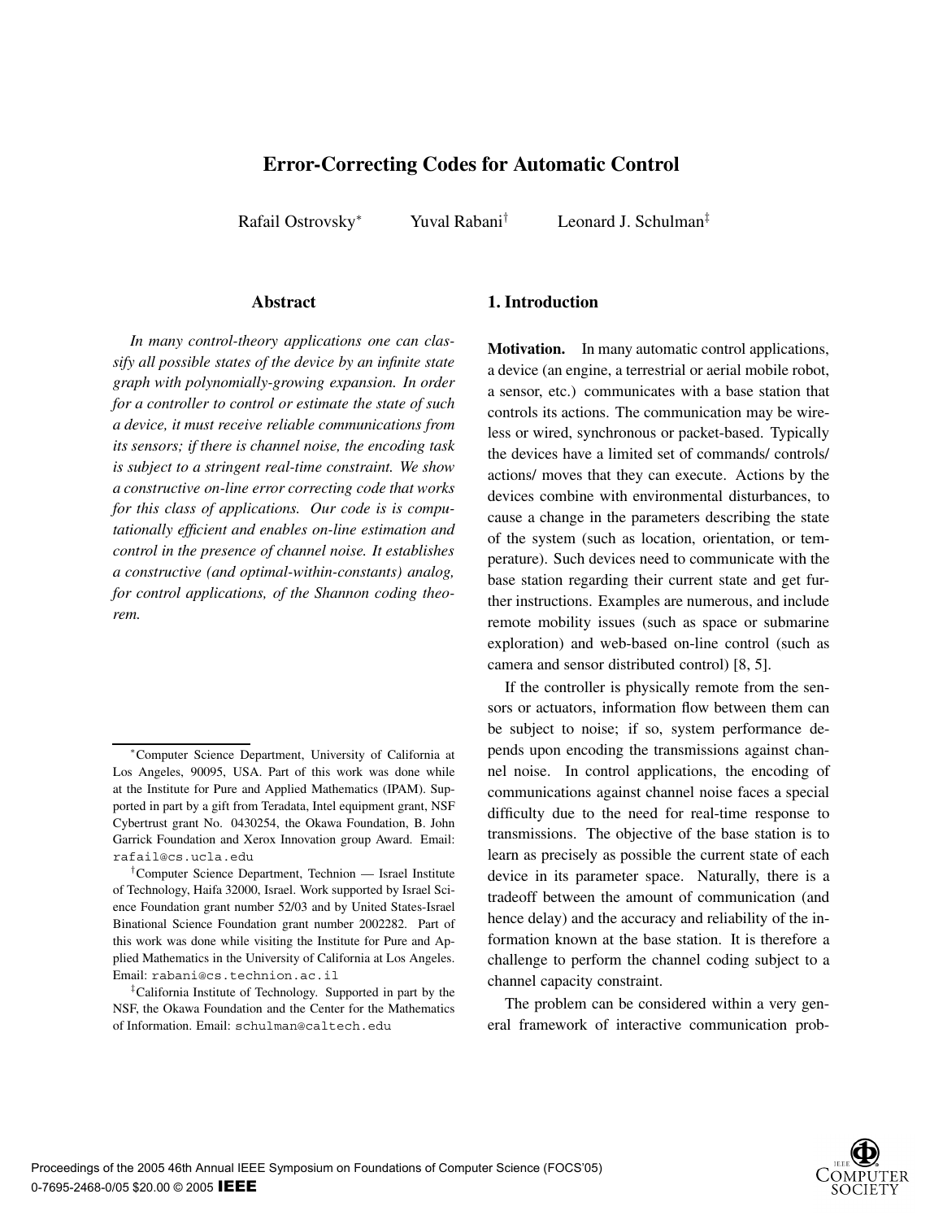# Error-Correcting Codes for Automatic Control

Rafail Ostrovsky[*] Yuval Rabani[†] Leonard J. Schulman[‡]

## Abstract

*In many control-theory applications one can classify all possible states of the device by an infinite state graph with polynomially-growing expansion. In order for a controller to control or estimate the state of such a device, it must receive reliable communications from its sensors; if there is channel noise, the encoding task is subject to a stringent real-time constraint. We show a constructive on-line error correcting code that works for this class of applications. Our code is is computationally efficient and enables on-line estimation and control in the presence of channel noise. It establishes a constructive (and optimal-within-constants) analog, for control applications, of the Shannon coding theorem.*

## 1. Introduction

**Motivation.** In many automatic control applications, a device (an engine, a terrestrial or aerial mobile robot, a sensor, etc.) communicates with a base station that controls its actions. The communication may be wireless or wired, synchronous or packet-based. Typically the devices have a limited set of commands/ controls/ actions/ moves that they can execute. Actions by the devices combine with environmental disturbances, to cause a change in the parameters describing the state of the system (such as location, orientation, or temperature). Such devices need to communicate with the base station regarding their current state and get further instructions. Examples are numerous, and include remote mobility issues (such as space or submarine exploration) and web-based on-line control (such as camera and sensor distributed control) [8, 5].

If the controller is physically remote from the sensors or actuators, information flow between them can be subject to noise; if so, system performance depends upon encoding the transmissions against channel noise. In control applications, the encoding of communications against channel noise faces a special difficulty due to the need for real-time response to transmissions. The objective of the base station is to learn as precisely as possible the current state of each device in its parameter space. Naturally, there is a tradeoff between the amount of communication (and hence delay) and the accuracy and reliability of the information known at the base station. It is therefore a challenge to perform the channel coding subject to a channel capacity constraint.

The problem can be considered within a very general framework of interactive communication prob-

---

[*] Computer Science Department, University of California at Los Angeles, 90095, USA. Part of this work was done while at the Institute for Pure and Applied Mathematics (IPAM). Supported in part by a gift from Teradata, Intel equipment grant, NSF Cybertrust grant No. 0430254, the Okawa Foundation, B. John Garrick Foundation and Xerox Innovation group Award. Email: rafail@cs.ucla.edu

[†] Computer Science Department, Technion — Israel Institute of Technology, Haifa 32000, Israel. Work supported by Israel Science Foundation grant number 52/03 and by United States-Israel Binational Science Foundation grant number 2002282. Part of this work was done while visiting the Institute for Pure and Applied Mathematics in the University of California at Los Angeles. Email: rabani@cs.technion.ac.il

[‡] California Institute of Technology. Supported in part by the NSF, the Okawa Foundation and the Center for the Mathematics of Information. Email: schulman@caltech.edu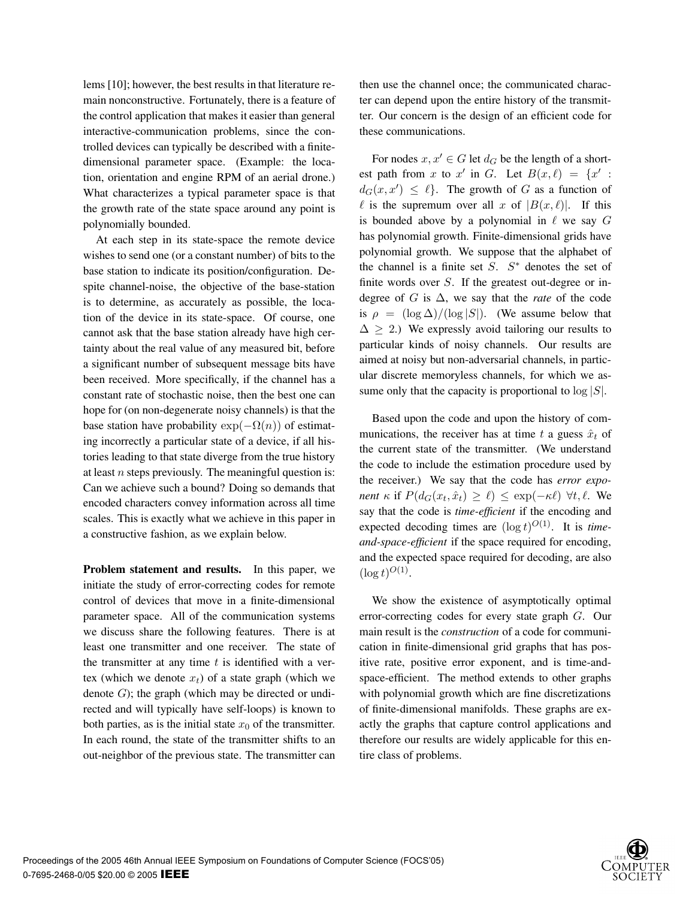lems [10]; however, the best results in that literature remain nonconstructive. Fortunately, there is a feature of the control application that makes it easier than general interactive-communication problems, since the controlled devices can typically be described with a finite-dimensional parameter space. (Example: the location, orientation and engine RPM of an aerial drone.) What characterizes a typical parameter space is that the growth rate of the state space around any point is polynomially bounded.

At each step in its state-space the remote device wishes to send one (or a constant number) of bits to the base station to indicate its position/configuration. Despite channel-noise, the objective of the base-station is to determine, as accurately as possible, the location of the device in its state-space. Of course, one cannot ask that the base station already have high certainty about the real value of any measured bit, before a significant number of subsequent message bits have been received. More specifically, if the channel has a constant rate of stochastic noise, then the best one can hope for (on non-degenerate noisy channels) is that the base station have probability $\exp(-\Omega(n))$ of estimating incorrectly a particular state of a device, if all histories leading to that state diverge from the true history at least $n$ steps previously. The meaningful question is: Can we achieve such a bound? Doing so demands that encoded characters convey information across all time scales. This is exactly what we achieve in this paper in a constructive fashion, as we explain below.

**Problem statement and results.** In this paper, we initiate the study of error-correcting codes for remote control of devices that move in a finite-dimensional parameter space. All of the communication systems we discuss share the following features. There is at least one transmitter and one receiver. The state of the transmitter at any time $t$ is identified with a vertex (which we denote $x_t$) of a state graph (which we denote $G$); the graph (which may be directed or undirected and will typically have self-loops) is known to both parties, as is the initial state $x_0$ of the transmitter. In each round, the state of the transmitter shifts to an out-neighbor of the previous state. The transmitter can then use the channel once; the communicated character can depend upon the entire history of the transmitter. Our concern is the design of an efficient code for these communications.

For nodes $x, x' \in G$ let $d_G$ be the length of a shortest path from $x$ to $x'$ in $G$. Let $B(x, \ell) = \{x' : d_G(x, x') \leq \ell\}$. The growth of $G$ as a function of $\ell$ is the supremum over all $x$ of $|B(x, \ell)|$. If this is bounded above by a polynomial in $\ell$ we say $G$ has polynomial growth. Finite-dimensional grids have polynomial growth. We suppose that the alphabet of the channel is a finite set $S$. $S^*$ denotes the set of finite words over $S$. If the greatest out-degree or in-degree of $G$ is $\Delta$, we say that the *rate* of the code is $\rho = (\log \Delta)/(\log |S|)$. (We assume below that $\Delta \geq 2$.) We expressly avoid tailoring our results to particular kinds of noisy channels. Our results are aimed at noisy but non-adversarial channels, in particular discrete memoryless channels, for which we assume only that the capacity is proportional to $\log |S|$.

Based upon the code and upon the history of communications, the receiver has at time $t$ a guess $\hat{x}_t$ of the current state of the transmitter. (We understand the code to include the estimation procedure used by the receiver.) We say that the code has *error exponent* $\kappa$ if $P(d_G(x_t, \hat{x}_t) \geq \ell) \leq \exp(-\kappa \ell)\ \forall t, \ell$. We say that the code is *time-efficient* if the encoding and expected decoding times are $(\log t)^{O(1)}$. It is *time-and-space-efficient* if the space required for encoding, and the expected space required for decoding, are also $(\log t)^{O(1)}$.

We show the existence of asymptotically optimal error-correcting codes for every state graph $G$. Our main result is the *construction* of a code for communication in finite-dimensional grid graphs that has positive rate, positive error exponent, and is time-and-space-efficient. The method extends to other graphs with polynomial growth which are fine discretizations of finite-dimensional manifolds. These graphs are exactly the graphs that capture control applications and therefore our results are widely applicable for this entire class of problems.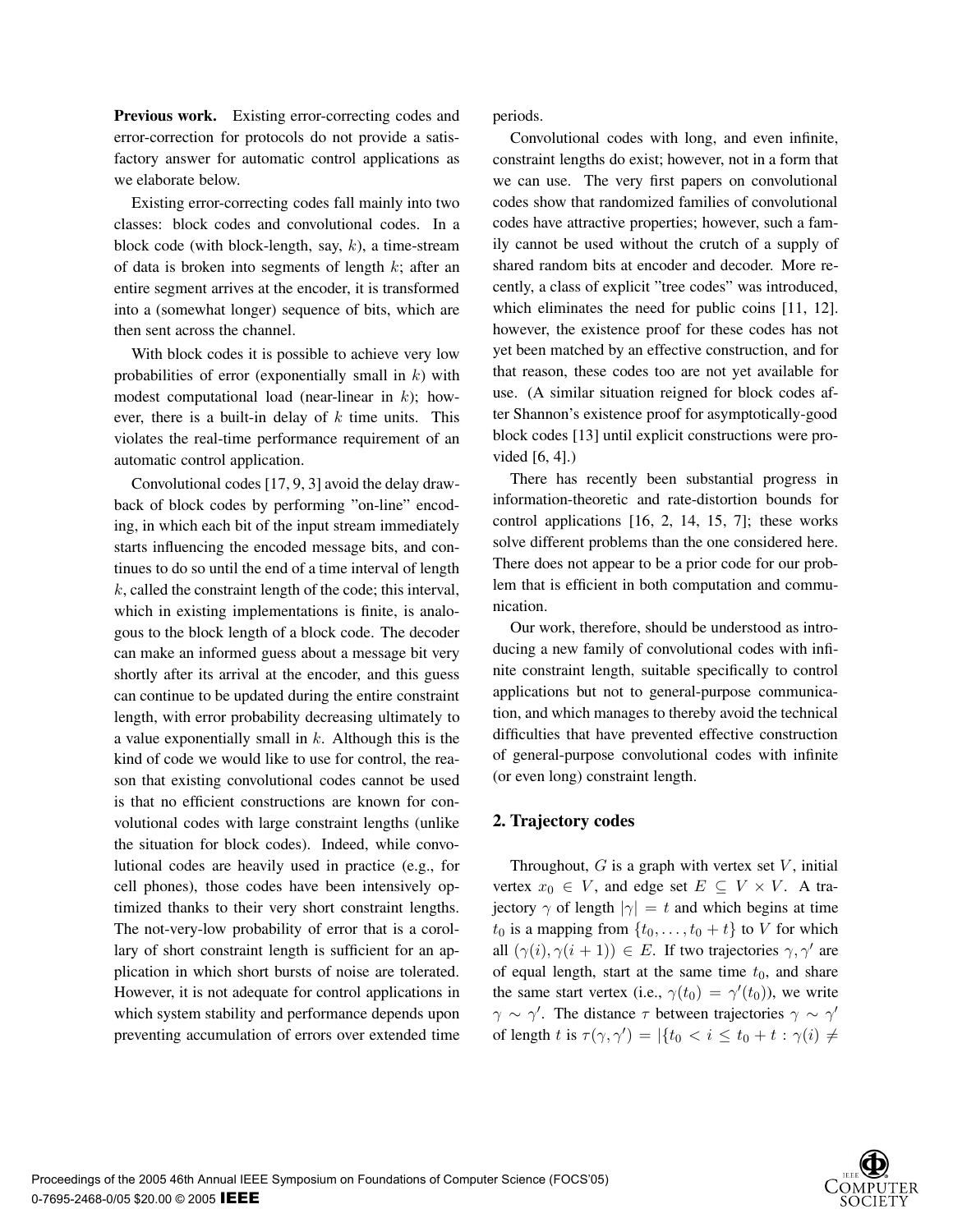**Previous work.** Existing error-correcting codes and error-correction for protocols do not provide a satisfactory answer for automatic control applications as we elaborate below.

Existing error-correcting codes fall mainly into two classes: block codes and convolutional codes. In a block code (with block-length, say, $k$), a time-stream of data is broken into segments of length $k$; after an entire segment arrives at the encoder, it is transformed into a (somewhat longer) sequence of bits, which are then sent across the channel.

With block codes it is possible to achieve very low probabilities of error (exponentially small in $k$) with modest computational load (near-linear in $k$); however, there is a built-in delay of $k$ time units. This violates the real-time performance requirement of an automatic control application.

Convolutional codes [17, 9, 3] avoid the delay drawback of block codes by performing "on-line" encoding, in which each bit of the input stream immediately starts influencing the encoded message bits, and continues to do so until the end of a time interval of length $k$, called the constraint length of the code; this interval, which in existing implementations is finite, is analogous to the block length of a block code. The decoder can make an informed guess about a message bit very shortly after its arrival at the encoder, and this guess can continue to be updated during the entire constraint length, with error probability decreasing ultimately to a value exponentially small in $k$. Although this is the kind of code we would like to use for control, the reason that existing convolutional codes cannot be used is that no efficient constructions are known for convolutional codes with large constraint lengths (unlike the situation for block codes). Indeed, while convolutional codes are heavily used in practice (e.g., for cell phones), those codes have been intensively optimized thanks to their very short constraint lengths. The not-very-low probability of error that is a corollary of short constraint length is sufficient for an application in which short bursts of noise are tolerated. However, it is not adequate for control applications in which system stability and performance depends upon preventing accumulation of errors over extended time periods.

Convolutional codes with long, and even infinite, constraint lengths do exist; however, not in a form that we can use. The very first papers on convolutional codes show that randomized families of convolutional codes have attractive properties; however, such a family cannot be used without the crutch of a supply of shared random bits at encoder and decoder. More recently, a class of explicit "tree codes" was introduced, which eliminates the need for public coins [11, 12]. however, the existence proof for these codes has not yet been matched by an effective construction, and for that reason, these codes too are not yet available for use. (A similar situation reigned for block codes after Shannon's existence proof for asymptotically-good block codes [13] until explicit constructions were provided [6, 4].)

There has recently been substantial progress in information-theoretic and rate-distortion bounds for control applications [16, 2, 14, 15, 7]; these works solve different problems than the one considered here. There does not appear to be a prior code for our problem that is efficient in both computation and communication.

Our work, therefore, should be understood as introducing a new family of convolutional codes with infinite constraint length, suitable specifically to control applications but not to general-purpose communication, and which manages to thereby avoid the technical difficulties that have prevented effective construction of general-purpose convolutional codes with infinite (or even long) constraint length.

## 2. Trajectory codes

Throughout, $G$ is a graph with vertex set $V$, initial vertex $x_0 \in V$, and edge set $E \subseteq V \times V$. A trajectory $\gamma$ of length $|\gamma| = t$ and which begins at time $t_0$ is a mapping from $\{t_0, \dots, t_0 + t\}$ to $V$ for which all $(\gamma(i), \gamma(i+1)) \in E$. If two trajectories $\gamma, \gamma'$ are of equal length, start at the same time $t_0$, and share the same start vertex (i.e., $\gamma(t_0) = \gamma'(t_0)$), we write $\gamma \sim \gamma'$. The distance $\tau$ between trajectories $\gamma \sim \gamma'$ of length $t$ is $\tau(\gamma, \gamma') = |\{t_0 < i \leq t_0 + t : \gamma(i) \neq$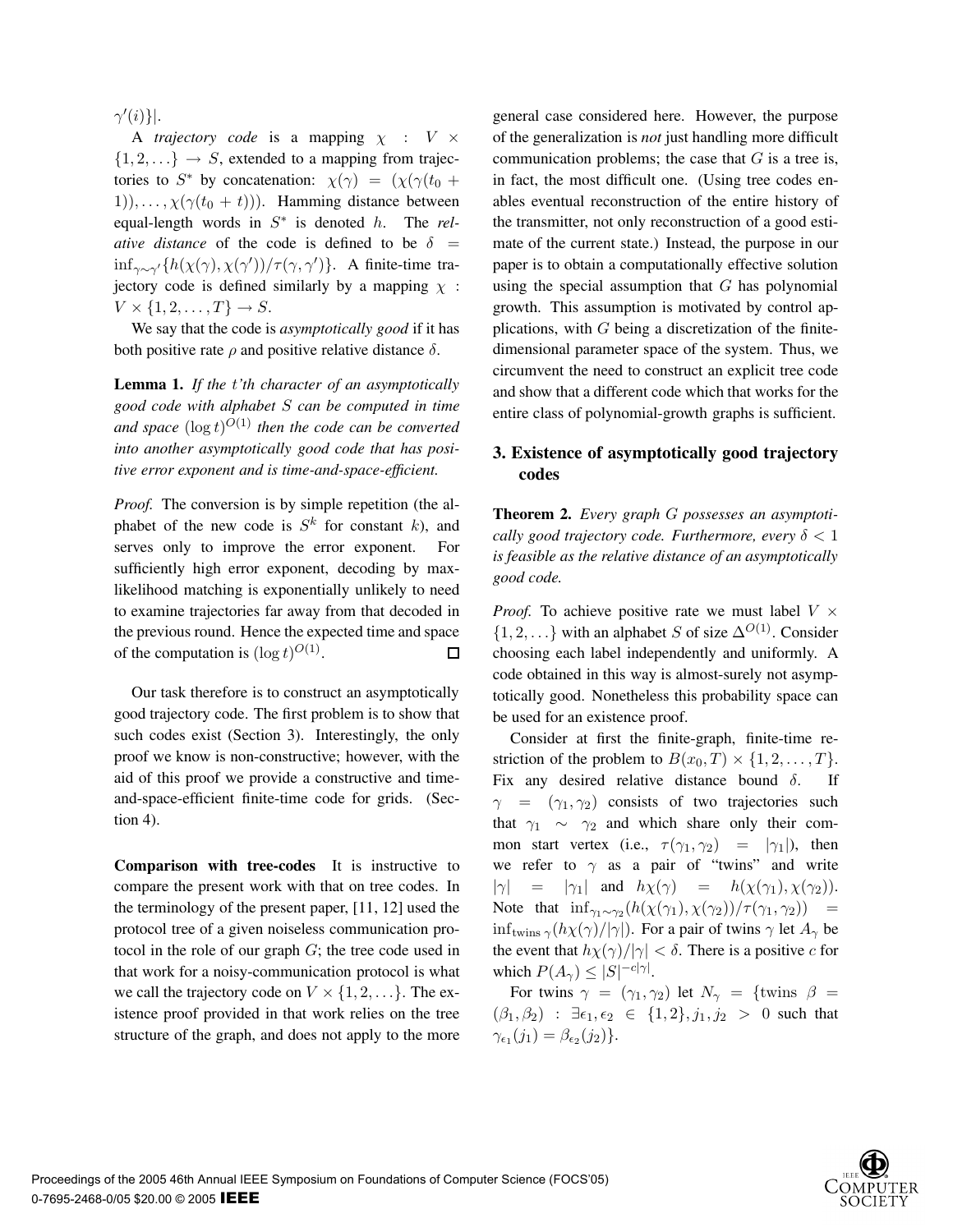$\gamma'(i)\}|$.

A *trajectory code* is a mapping $\chi : V \times \{1, 2, \ldots\} \to S$, extended to a mapping from trajectories to $S^*$ by concatenation: $\chi(\gamma) = (\chi(\gamma(t_0 + 1)), \ldots, \chi(\gamma(t_0 + t)))$. Hamming distance between equal-length words in $S^*$ is denoted $h$. The *relative distance* of the code is defined to be $\delta = \inf_{\gamma \sim \gamma'}\{h(\chi(\gamma), \chi(\gamma'))/\tau(\gamma, \gamma')\}$. A finite-time trajectory code is defined similarly by a mapping $\chi : V \times \{1, 2, \ldots, T\} \to S$.

We say that the code is *asymptotically good* if it has both positive rate $\rho$ and positive relative distance $\delta$.

**Lemma 1.** *If the $t$'th character of an asymptotically good code with alphabet $S$ can be computed in time and space $(\log t)^{O(1)}$ then the code can be converted into another asymptotically good code that has positive error exponent and is time-and-space-efficient.*

*Proof.* The conversion is by simple repetition (the alphabet of the new code is $S^k$ for constant $k$), and serves only to improve the error exponent. For sufficiently high error exponent, decoding by max-likelihood matching is exponentially unlikely to need to examine trajectories far away from that decoded in the previous round. Hence the expected time and space of the computation is $(\log t)^{O(1)}$. □

Our task therefore is to construct an asymptotically good trajectory code. The first problem is to show that such codes exist (Section 3). Interestingly, the only proof we know is non-constructive; however, with the aid of this proof we provide a constructive and time-and-space-efficient finite-time code for grids. (Section 4).

**Comparison with tree-codes** It is instructive to compare the present work with that on tree codes. In the terminology of the present paper, [11, 12] used the protocol tree of a given noiseless communication protocol in the role of our graph $G$; the tree code used in that work for a noisy-communication protocol is what we call the trajectory code on $V \times \{1, 2, \ldots\}$. The existence proof provided in that work relies on the tree structure of the graph, and does not apply to the more general case considered here. However, the purpose of the generalization is *not* just handling more difficult communication problems; the case that $G$ is a tree is, in fact, the most difficult one. (Using tree codes enables eventual reconstruction of the entire history of the transmitter, not only reconstruction of a good estimate of the current state.) Instead, the purpose in our paper is to obtain a computationally effective solution using the special assumption that $G$ has polynomial growth. This assumption is motivated by control applications, with $G$ being a discretization of the finite-dimensional parameter space of the system. Thus, we circumvent the need to construct an explicit tree code and show that a different code which that works for the entire class of polynomial-growth graphs is sufficient.

## 3. Existence of asymptotically good trajectory codes

**Theorem 2.** *Every graph $G$ possesses an asymptotically good trajectory code. Furthermore, every $\delta < 1$ is feasible as the relative distance of an asymptotically good code.*

*Proof.* To achieve positive rate we must label $V \times \{1, 2, \ldots\}$ with an alphabet $S$ of size $\Delta^{O(1)}$. Consider choosing each label independently and uniformly. A code obtained in this way is almost-surely not asymptotically good. Nonetheless this probability space can be used for an existence proof.

Consider at first the finite-graph, finite-time restriction of the problem to $B(x_0, T) \times \{1, 2, \ldots, T\}$. Fix any desired relative distance bound $\delta$. If $\gamma = (\gamma_1, \gamma_2)$ consists of two trajectories such that $\gamma_1 \sim \gamma_2$ and which share only their common start vertex (i.e., $\tau(\gamma_1, \gamma_2) = |\gamma_1|$), then we refer to $\gamma$ as a pair of "twins" and write $|\gamma| = |\gamma_1|$ and $h\chi(\gamma) = h(\chi(\gamma_1), \chi(\gamma_2))$. Note that $\inf_{\gamma_1 \sim \gamma_2}(h(\chi(\gamma_1), \chi(\gamma_2))/\tau(\gamma_1, \gamma_2)) = \inf_{\text{twins } \gamma}(h\chi(\gamma)/|\gamma|)$. For a pair of twins $\gamma$ let $A_\gamma$ be the event that $h\chi(\gamma)/|\gamma| < \delta$. There is a positive $c$ for which $P(A_\gamma) \leq |S|^{-c|\gamma|}$.

For twins $\gamma = (\gamma_1, \gamma_2)$ let $N_\gamma = \{\text{twins } \beta = (\beta_1, \beta_2) : \exists \epsilon_1, \epsilon_2 \in \{1, 2\}, j_1, j_2 > 0 \text{ such that } \gamma_{\epsilon_1}(j_1) = \beta_{\epsilon_2}(j_2)\}$.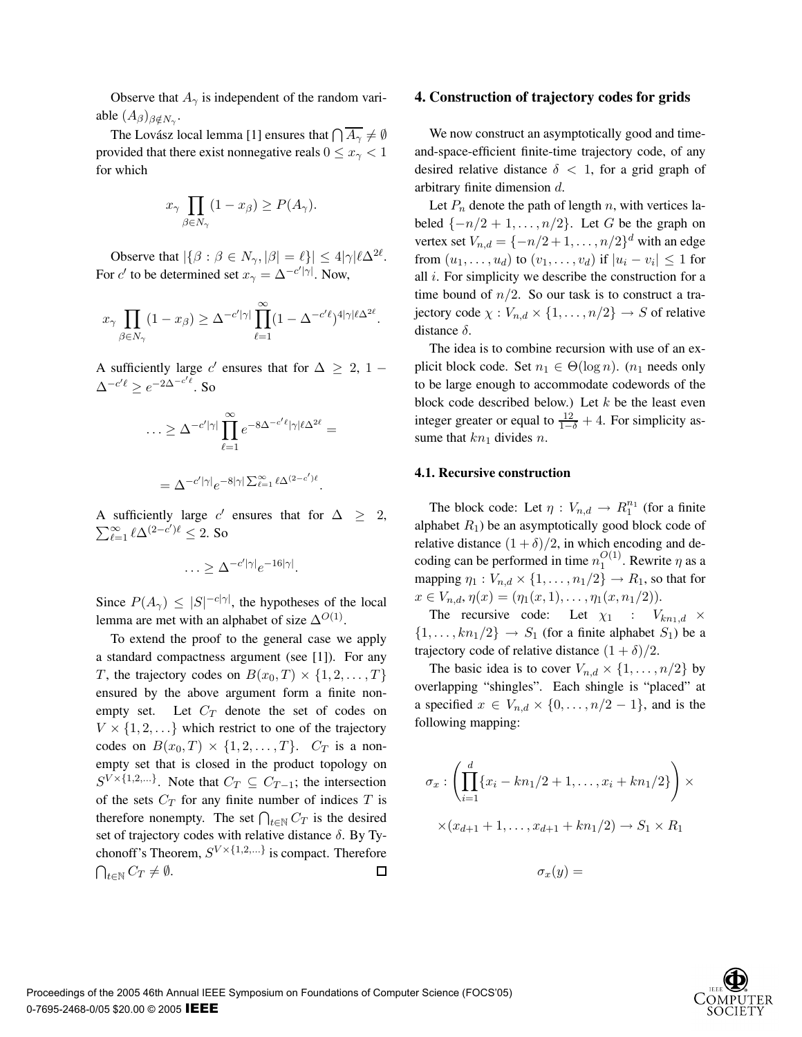Observe that $A_\gamma$ is independent of the random variable $(A_\beta)_{\beta \notin N_\gamma}$.

The Lovász local lemma [1] ensures that $\bigcap \overline{A_\gamma} \neq \emptyset$ provided that there exist nonnegative reals $0 \leq x_\gamma < 1$ for which

$$x_\gamma \prod_{\beta \in N_\gamma} (1 - x_\beta) \geq P(A_\gamma).$$

Observe that $|\{\beta : \beta \in N_\gamma, |\beta| = \ell\}| \leq 4|\gamma|\ell\Delta^{2\ell}$. For $c'$ to be determined set $x_\gamma = \Delta^{-c'|\gamma|}$. Now,

$$x_\gamma \prod_{\beta \in N_\gamma} (1 - x_\beta) \geq \Delta^{-c'|\gamma|} \prod_{\ell=1}^{\infty} (1 - \Delta^{-c'\ell})^{4|\gamma|\ell\Delta^{2\ell}}.$$

A sufficiently large $c'$ ensures that for $\Delta \geq 2$, $1 - \Delta^{-c'\ell} \geq e^{-2\Delta^{-c'\ell}}$. So

$$\ldots \geq \Delta^{-c'|\gamma|} \prod_{\ell=1}^{\infty} e^{-8\Delta^{-c'\ell}|\gamma|\ell\Delta^{2\ell}} =$$

$$= \Delta^{-c'|\gamma|} e^{-8|\gamma|\sum_{\ell=1}^{\infty} \ell\Delta^{(2-c')\ell}}.$$

A sufficiently large $c'$ ensures that for $\Delta \geq 2$, $\sum_{\ell=1}^{\infty} \ell\Delta^{(2-c')\ell} \leq 2$. So

$$\ldots \geq \Delta^{-c'|\gamma|} e^{-16|\gamma|}.$$

Since $P(A_\gamma) \leq |S|^{-c|\gamma|}$, the hypotheses of the local lemma are met with an alphabet of size $\Delta^{O(1)}$.

To extend the proof to the general case we apply a standard compactness argument (see [1]). For any $T$, the trajectory codes on $B(x_0, T) \times \{1, 2, \ldots, T\}$ ensured by the above argument form a finite nonempty set. Let $C_T$ denote the set of codes on $V \times \{1, 2, \ldots\}$ which restrict to one of the trajectory codes on $B(x_0, T) \times \{1, 2, \ldots, T\}$. $C_T$ is a nonempty set that is closed in the product topology on $S^{V \times \{1,2,\ldots\}}$. Note that $C_T \subseteq C_{T-1}$; the intersection of the sets $C_T$ for any finite number of indices $T$ is therefore nonempty. The set $\bigcap_{t \in \mathbb{N}} C_T$ is the desired set of trajectory codes with relative distance $\delta$. By Tychonoff's Theorem, $S^{V \times \{1,2,\ldots\}}$ is compact. Therefore $\bigcap_{t \in \mathbb{N}} C_T \neq \emptyset$. □

## 4. Construction of trajectory codes for grids

We now construct an asymptotically good and time-and-space-efficient finite-time trajectory code, of any desired relative distance $\delta < 1$, for a grid graph of arbitrary finite dimension $d$.

Let $P_n$ denote the path of length $n$, with vertices labeled $\{-n/2 + 1, \ldots, n/2\}$. Let $G$ be the graph on vertex set $V_{n,d} = \{-n/2 + 1, \ldots, n/2\}^d$ with an edge from $(u_1, \ldots, u_d)$ to $(v_1, \ldots, v_d)$ if $|u_i - v_i| \leq 1$ for all $i$. For simplicity we describe the construction for a time bound of $n/2$. So our task is to construct a trajectory code $\chi : V_{n,d} \times \{1, \ldots, n/2\} \to S$ of relative distance $\delta$.

The idea is to combine recursion with use of an explicit block code. Set $n_1 \in \Theta(\log n)$. ($n_1$ needs only to be large enough to accommodate codewords of the block code described below.) Let $k$ be the least even integer greater or equal to $\frac{12}{1-\delta} + 4$. For simplicity assume that $kn_1$ divides $n$.

### 4.1. Recursive construction

The block code: Let $\eta : V_{n,d} \to R_1^{n_1}$ (for a finite alphabet $R_1$) be an asymptotically good block code of relative distance $(1 + \delta)/2$, in which encoding and decoding can be performed in time $n_1^{O(1)}$. Rewrite $\eta$ as a mapping $\eta_1 : V_{n,d} \times \{1, \ldots, n_1/2\} \to R_1$, so that for $x \in V_{n,d}, \eta(x) = (\eta_1(x, 1), \ldots, \eta_1(x, n_1/2))$.

The recursive code: Let $\chi_1 : V_{kn_1,d} \times \{1, \ldots, kn_1/2\} \to S_1$ (for a finite alphabet $S_1$) be a trajectory code of relative distance $(1 + \delta)/2$.

The basic idea is to cover $V_{n,d} \times \{1, \ldots, n/2\}$ by overlapping "shingles". Each shingle is "placed" at a specified $x \in V_{n,d} \times \{0, \ldots, n/2 - 1\}$, and is the following mapping:

$$\sigma_x : \left( \prod_{i=1}^{d} \{x_i - kn_1/2 + 1, \ldots, x_i + kn_1/2\} \right) \times$$

$$\times (x_{d+1} + 1, \ldots, x_{d+1} + kn_1/2) \to S_1 \times R_1$$

$$\sigma_x(y) =$$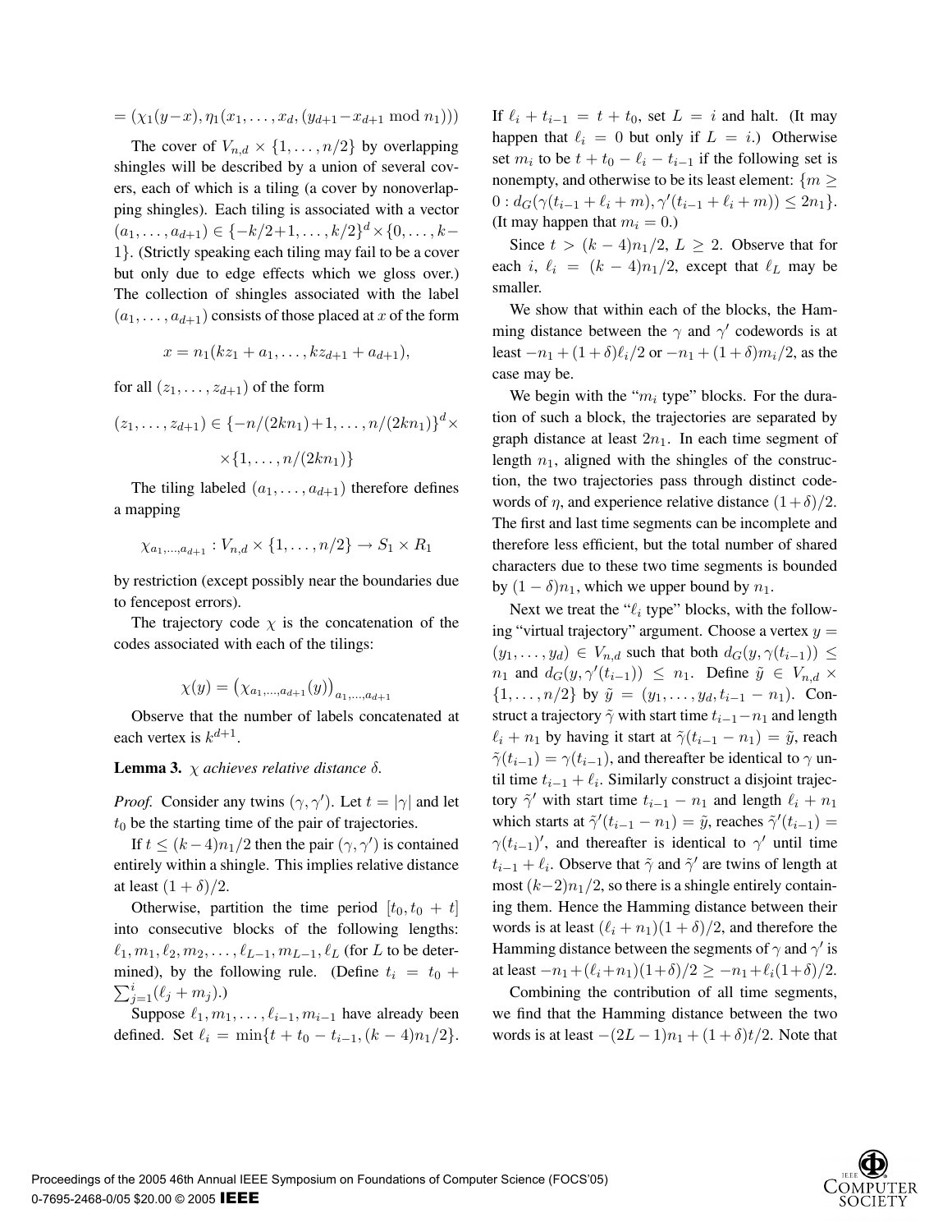$= (\chi_1(y-x), \eta_1(x_1, \ldots, x_d, (y_{d+1} - x_{d+1} \bmod n_1)))$

The cover of $V_{n,d} \times \{1, \ldots, n/2\}$ by overlapping shingles will be described by a union of several covers, each of which is a tiling (a cover by nonoverlapping shingles). Each tiling is associated with a vector $(a_1, \ldots, a_{d+1}) \in \{-k/2+1, \ldots, k/2\}^d \times \{0, \ldots, k-1\}$. (Strictly speaking each tiling may fail to be a cover but only due to edge effects which we gloss over.) The collection of shingles associated with the label $(a_1, \ldots, a_{d+1})$ consists of those placed at $x$ of the form

$$x = n_1(kz_1 + a_1, \ldots, kz_{d+1} + a_{d+1}),$$

for all $(z_1, \ldots, z_{d+1})$ of the form

$$(z_1, \ldots, z_{d+1}) \in \{-n/(2kn_1)+1, \ldots, n/(2kn_1)\}^d \times \\ \times \{1, \ldots, n/(2kn_1)\}$$

The tiling labeled $(a_1, \ldots, a_{d+1})$ therefore defines a mapping

$$\chi_{a_1,\ldots,a_{d+1}} : V_{n,d} \times \{1, \ldots, n/2\} \to S_1 \times R_1$$

by restriction (except possibly near the boundaries due to fencepost errors).

The trajectory code $\chi$ is the concatenation of the codes associated with each of the tilings:

$$\chi(y) = \left(\chi_{a_1,\ldots,a_{d+1}}(y)\right)_{a_1,\ldots,a_{d+1}}$$

Observe that the number of labels concatenated at each vertex is $k^{d+1}$.

**Lemma 3.** *$\chi$ achieves relative distance $\delta$.*

*Proof.* Consider any twins $(\gamma, \gamma')$. Let $t = |\gamma|$ and let $t_0$ be the starting time of the pair of trajectories.

If $t \leq (k-4)n_1/2$ then the pair $(\gamma, \gamma')$ is contained entirely within a shingle. This implies relative distance at least $(1+\delta)/2$.

Otherwise, partition the time period $[t_0, t_0 + t]$ into consecutive blocks of the following lengths: $\ell_1, m_1, \ell_2, m_2, \ldots, \ell_{L-1}, m_{L-1}, \ell_L$ (for $L$ to be determined), by the following rule. (Define $t_i = t_0 + \sum_{j=1}^{i}(\ell_j + m_j)$.)

Suppose $\ell_1, m_1, \ldots, \ell_{i-1}, m_{i-1}$ have already been defined. Set $\ell_i = \min\{t + t_0 - t_{i-1}, (k-4)n_1/2\}$. If $\ell_i + t_{i-1} = t + t_0$, set $L = i$ and halt. (It may happen that $\ell_i = 0$ but only if $L = i$.) Otherwise set $m_i$ to be $t + t_0 - \ell_i - t_{i-1}$ if the following set is nonempty, and otherwise to be its least element: $\{m \geq 0 : d_G(\gamma(t_{i-1} + \ell_i + m), \gamma'(t_{i-1} + \ell_i + m)) \leq 2n_1\}$. (It may happen that $m_i = 0$.)

Since $t > (k-4)n_1/2$, $L \geq 2$. Observe that for each $i$, $\ell_i = (k-4)n_1/2$, except that $\ell_L$ may be smaller.

We show that within each of the blocks, the Hamming distance between the $\gamma$ and $\gamma'$ codewords is at least $-n_1 + (1+\delta)\ell_i/2$ or $-n_1 + (1+\delta)m_i/2$, as the case may be.

We begin with the "$m_i$ type" blocks. For the duration of such a block, the trajectories are separated by graph distance at least $2n_1$. In each time segment of length $n_1$, aligned with the shingles of the construction, the two trajectories pass through distinct codewords of $\eta$, and experience relative distance $(1+\delta)/2$. The first and last time segments can be incomplete and therefore less efficient, but the total number of shared characters due to these two time segments is bounded by $(1-\delta)n_1$, which we upper bound by $n_1$.

Next we treat the "$\ell_i$ type" blocks, with the following "virtual trajectory" argument. Choose a vertex $y = (y_1, \ldots, y_d) \in V_{n,d}$ such that both $d_G(y, \gamma(t_{i-1})) \leq n_1$ and $d_G(y, \gamma'(t_{i-1})) \leq n_1$. Define $\tilde{y} \in V_{n,d} \times \{1, \ldots, n/2\}$ by $\tilde{y} = (y_1, \ldots, y_d, t_{i-1} - n_1)$. Construct a trajectory $\tilde{\gamma}$ with start time $t_{i-1} - n_1$ and length $\ell_i + n_1$ by having it start at $\tilde{\gamma}(t_{i-1} - n_1) = \tilde{y}$, reach $\tilde{\gamma}(t_{i-1}) = \gamma(t_{i-1})$, and thereafter be identical to $\gamma$ until time $t_{i-1} + \ell_i$. Similarly construct a disjoint trajectory $\tilde{\gamma}'$ with start time $t_{i-1} - n_1$ and length $\ell_i + n_1$ which starts at $\tilde{\gamma}'(t_{i-1} - n_1) = \tilde{y}$, reaches $\tilde{\gamma}'(t_{i-1}) = \gamma(t_{i-1})'$, and thereafter is identical to $\gamma'$ until time $t_{i-1} + \ell_i$. Observe that $\tilde{\gamma}$ and $\tilde{\gamma}'$ are twins of length at most $(k-2)n_1/2$, so there is a shingle entirely containing them. Hence the Hamming distance between their words is at least $(\ell_i + n_1)(1+\delta)/2$, and therefore the Hamming distance between the segments of $\gamma$ and $\gamma'$ is at least $-n_1 + (\ell_i + n_1)(1+\delta)/2 \geq -n_1 + \ell_i(1+\delta)/2$.

Combining the contribution of all time segments, we find that the Hamming distance between the two words is at least $-(2L-1)n_1 + (1+\delta)t/2$. Note that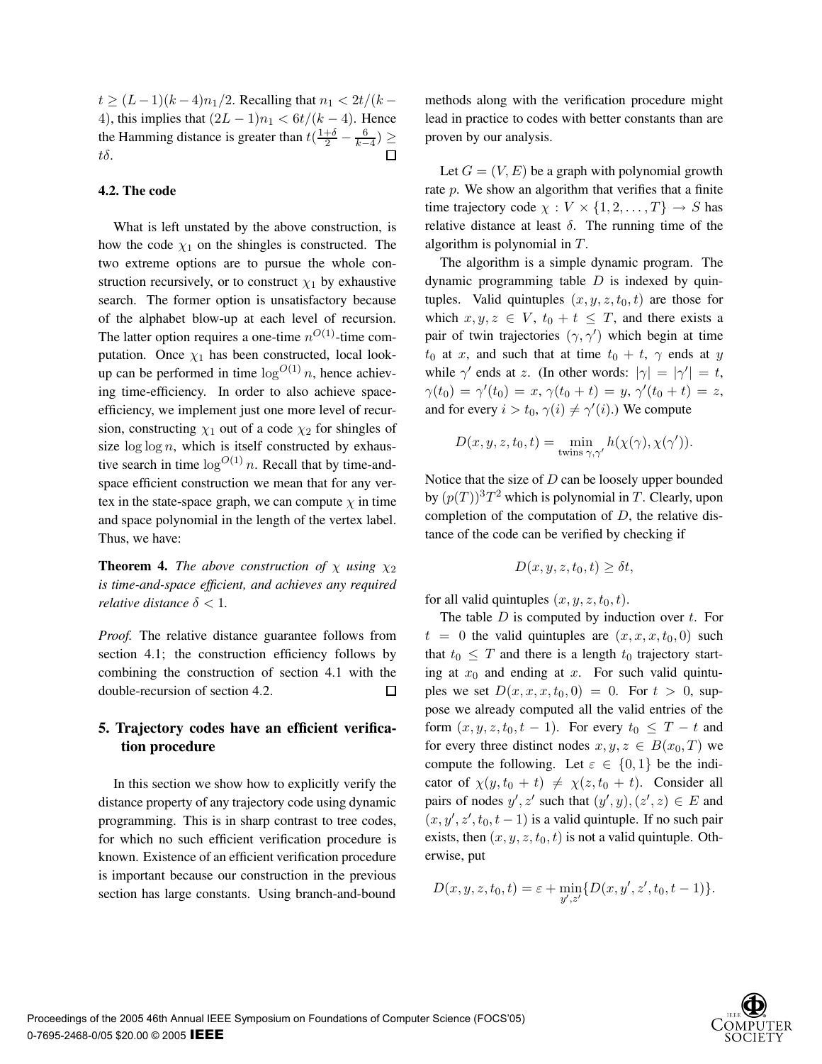$t \geq (L-1)(k-4)n_1/2$. Recalling that $n_1 < 2t/(k-4)$, this implies that $(2L-1)n_1 < 6t/(k-4)$. Hence the Hamming distance is greater than $t(\frac{1+\delta}{2} - \frac{6}{k-4}) \geq t\delta$. □

### 4.2. The code

What is left unstated by the above construction, is how the code $\chi_1$ on the shingles is constructed. The two extreme options are to pursue the whole construction recursively, or to construct $\chi_1$ by exhaustive search. The former option is unsatisfactory because of the alphabet blow-up at each level of recursion. The latter option requires a one-time $n^{O(1)}$-time computation. Once $\chi_1$ has been constructed, local lookup can be performed in time $\log^{O(1)} n$, hence achieving time-efficiency. In order to also achieve space-efficiency, we implement just one more level of recursion, constructing $\chi_1$ out of a code $\chi_2$ for shingles of size $\log\log n$, which is itself constructed by exhaustive search in time $\log^{O(1)} n$. Recall that by time-and-space efficient construction we mean that for any vertex in the state-space graph, we can compute $\chi$ in time and space polynomial in the length of the vertex label. Thus, we have:

**Theorem 4.** *The above construction of $\chi$ using $\chi_2$ is time-and-space efficient, and achieves any required relative distance $\delta < 1$.*

*Proof.* The relative distance guarantee follows from section 4.1; the construction efficiency follows by combining the construction of section 4.1 with the double-recursion of section 4.2. □

## 5. Trajectory codes have an efficient verification procedure

In this section we show how to explicitly verify the distance property of any trajectory code using dynamic programming. This is in sharp contrast to tree codes, for which no such efficient verification procedure is known. Existence of an efficient verification procedure is important because our construction in the previous section has large constants. Using branch-and-bound methods along with the verification procedure might lead in practice to codes with better constants than are proven by our analysis.

Let $G = (V, E)$ be a graph with polynomial growth rate $p$. We show an algorithm that verifies that a finite time trajectory code $\chi : V \times \{1, 2, \ldots, T\} \to S$ has relative distance at least $\delta$. The running time of the algorithm is polynomial in $T$.

The algorithm is a simple dynamic program. The dynamic programming table $D$ is indexed by quintuples. Valid quintuples $(x, y, z, t_0, t)$ are those for which $x, y, z \in V$, $t_0 + t \leq T$, and there exists a pair of twin trajectories $(\gamma, \gamma')$ which begin at time $t_0$ at $x$, and such that at time $t_0 + t$, $\gamma$ ends at $y$ while $\gamma'$ ends at $z$. (In other words: $|\gamma| = |\gamma'| = t$, $\gamma(t_0) = \gamma'(t_0) = x$, $\gamma(t_0 + t) = y$, $\gamma'(t_0 + t) = z$, and for every $i > t_0$, $\gamma(i) \neq \gamma'(i)$.) We compute

$$D(x, y, z, t_0, t) = \min_{\text{twins } \gamma, \gamma'} h(\chi(\gamma), \chi(\gamma')).$$

Notice that the size of $D$ can be loosely upper bounded by $(p(T))^3 T^2$ which is polynomial in $T$. Clearly, upon completion of the computation of $D$, the relative distance of the code can be verified by checking if

$$D(x, y, z, t_0, t) \geq \delta t,$$

for all valid quintuples $(x, y, z, t_0, t)$.

The table $D$ is computed by induction over $t$. For $t = 0$ the valid quintuples are $(x, x, x, t_0, 0)$ such that $t_0 \leq T$ and there is a length $t_0$ trajectory starting at $x_0$ and ending at $x$. For such valid quintuples we set $D(x, x, x, t_0, 0) = 0$. For $t > 0$, suppose we already computed all the valid entries of the form $(x, y, z, t_0, t-1)$. For every $t_0 \leq T - t$ and for every three distinct nodes $x, y, z \in B(x_0, T)$ we compute the following. Let $\varepsilon \in \{0, 1\}$ be the indicator of $\chi(y, t_0 + t) \neq \chi(z, t_0 + t)$. Consider all pairs of nodes $y', z'$ such that $(y', y), (z', z) \in E$ and $(x, y', z', t_0, t-1)$ is a valid quintuple. If no such pair exists, then $(x, y, z, t_0, t)$ is not a valid quintuple. Otherwise, put

$$D(x, y, z, t_0, t) = \varepsilon + \min_{y', z'}\{D(x, y', z', t_0, t-1)\}.$$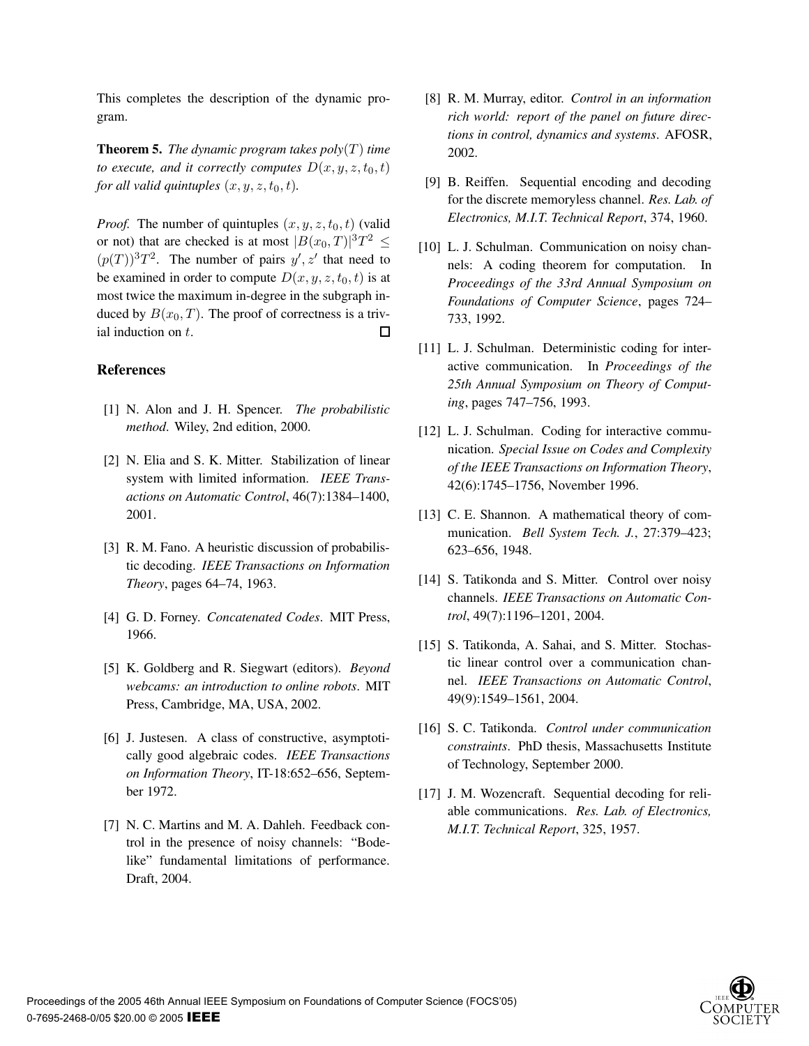This completes the description of the dynamic program.

**Theorem 5.** *The dynamic program takes poly*$(T)$ *time to execute, and it correctly computes* $D(x, y, z, t_0, t)$ *for all valid quintuples* $(x, y, z, t_0, t)$.

*Proof.* The number of quintuples $(x, y, z, t_0, t)$ (valid or not) that are checked is at most $|B(x_0, T)|^3 T^2 \leq (p(T))^3 T^2$. The number of pairs $y', z'$ that need to be examined in order to compute $D(x, y, z, t_0, t)$ is at most twice the maximum in-degree in the subgraph induced by $B(x_0, T)$. The proof of correctness is a trivial induction on $t$. □

## References

[1] N. Alon and J. H. Spencer. *The probabilistic method*. Wiley, 2nd edition, 2000.

[2] N. Elia and S. K. Mitter. Stabilization of linear system with limited information. *IEEE Transactions on Automatic Control*, 46(7):1384–1400, 2001.

[3] R. M. Fano. A heuristic discussion of probabilistic decoding. *IEEE Transactions on Information Theory*, pages 64–74, 1963.

[4] G. D. Forney. *Concatenated Codes*. MIT Press, 1966.

[5] K. Goldberg and R. Siegwart (editors). *Beyond webcams: an introduction to online robots*. MIT Press, Cambridge, MA, USA, 2002.

[6] J. Justesen. A class of constructive, asymptotically good algebraic codes. *IEEE Transactions on Information Theory*, IT-18:652–656, September 1972.

[7] N. C. Martins and M. A. Dahleh. Feedback control in the presence of noisy channels: "Bode-like" fundamental limitations of performance. Draft, 2004.

[8] R. M. Murray, editor. *Control in an information rich world: report of the panel on future directions in control, dynamics and systems*. AFOSR, 2002.

[9] B. Reiffen. Sequential encoding and decoding for the discrete memoryless channel. *Res. Lab. of Electronics, M.I.T. Technical Report*, 374, 1960.

[10] L. J. Schulman. Communication on noisy channels: A coding theorem for computation. In *Proceedings of the 33rd Annual Symposium on Foundations of Computer Science*, pages 724–733, 1992.

[11] L. J. Schulman. Deterministic coding for interactive communication. In *Proceedings of the 25th Annual Symposium on Theory of Computing*, pages 747–756, 1993.

[12] L. J. Schulman. Coding for interactive communication. *Special Issue on Codes and Complexity of the IEEE Transactions on Information Theory*, 42(6):1745–1756, November 1996.

[13] C. E. Shannon. A mathematical theory of communication. *Bell System Tech. J.*, 27:379–423; 623–656, 1948.

[14] S. Tatikonda and S. Mitter. Control over noisy channels. *IEEE Transactions on Automatic Control*, 49(7):1196–1201, 2004.

[15] S. Tatikonda, A. Sahai, and S. Mitter. Stochastic linear control over a communication channel. *IEEE Transactions on Automatic Control*, 49(9):1549–1561, 2004.

[16] S. C. Tatikonda. *Control under communication constraints*. PhD thesis, Massachusetts Institute of Technology, September 2000.

[17] J. M. Wozencraft. Sequential decoding for reliable communications. *Res. Lab. of Electronics, M.I.T. Technical Report*, 325, 1957.